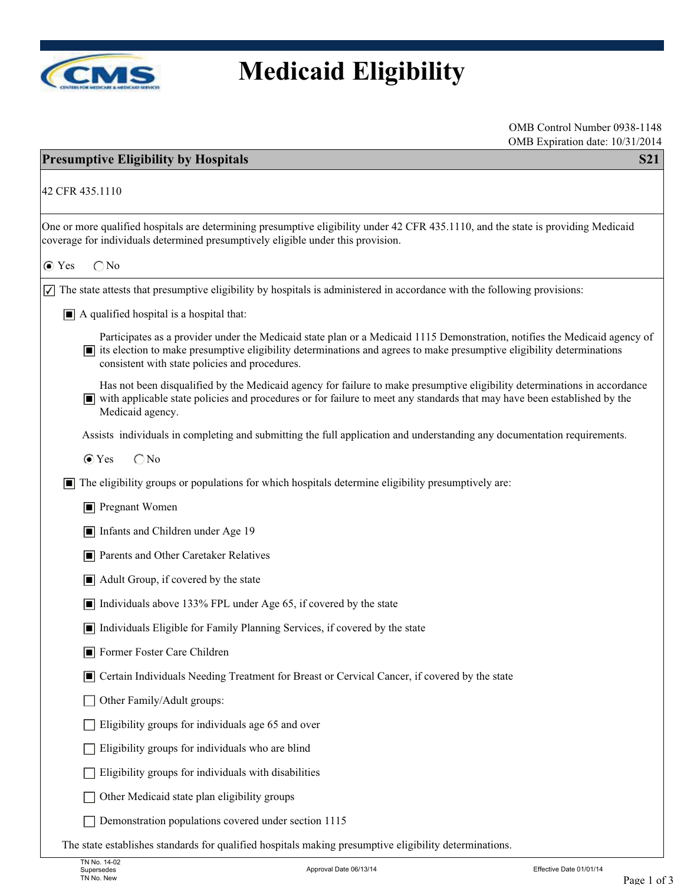# Medicaid Eligibility

OMB Control Number 0938-1148
OMB Expiration date: 10/31/2014

## Presumptive Eligibility by Hospitals — S21

42 CFR 435.1110

One or more qualified hospitals are determining presumptive eligibility under 42 CFR 435.1110, and the state is providing Medicaid coverage for individuals determined presumptively eligible under this provision.

(•) Yes ( ) No

[x] The state attests that presumptive eligibility by hospitals is administered in accordance with the following provisions:

- [x] A qualified hospital is a hospital that:
  - [x] Participates as a provider under the Medicaid state plan or a Medicaid 1115 Demonstration, notifies the Medicaid agency of its election to make presumptive eligibility determinations and agrees to make presumptive eligibility determinations consistent with state policies and procedures.
  - [x] Has not been disqualified by the Medicaid agency for failure to make presumptive eligibility determinations in accordance with applicable state policies and procedures or for failure to meet any standards that may have been established by the Medicaid agency.

  Assists individuals in completing and submitting the full application and understanding any documentation requirements.

  (•) Yes ( ) No

- [x] The eligibility groups or populations for which hospitals determine eligibility presumptively are:
  - [x] Pregnant Women
  - [x] Infants and Children under Age 19
  - [x] Parents and Other Caretaker Relatives
  - [x] Adult Group, if covered by the state
  - [x] Individuals above 133% FPL under Age 65, if covered by the state
  - [x] Individuals Eligible for Family Planning Services, if covered by the state
  - [x] Former Foster Care Children
  - [x] Certain Individuals Needing Treatment for Breast or Cervical Cancer, if covered by the state
  - [ ] Other Family/Adult groups:
  - [ ] Eligibility groups for individuals age 65 and over
  - [ ] Eligibility groups for individuals who are blind
  - [ ] Eligibility groups for individuals with disabilities
  - [ ] Other Medicaid state plan eligibility groups
  - [ ] Demonstration populations covered under section 1115

The state establishes standards for qualified hospitals making presumptive eligibility determinations.

TN No. 14-02
Supersedes
TN No. New

Approval Date 06/13/14

Effective Date 01/01/14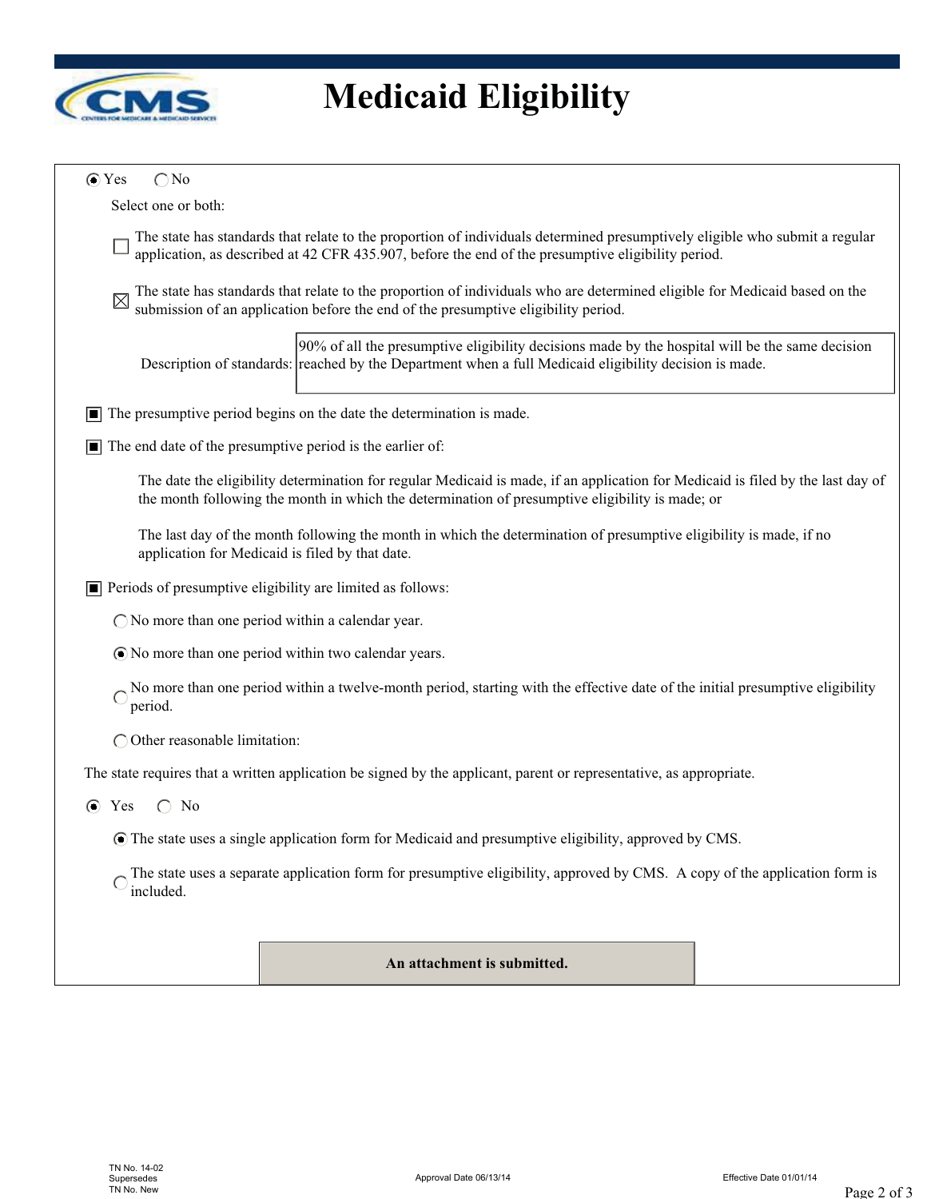# Medicaid Eligibility

(•) Yes ( ) No

Select one or both:

☐ The state has standards that relate to the proportion of individuals determined presumptively eligible who submit a regular application, as described at 42 CFR 435.907, before the end of the presumptive eligibility period.

☒ The state has standards that relate to the proportion of individuals who are determined eligible for Medicaid based on the submission of an application before the end of the presumptive eligibility period.

Description of standards: 90% of all the presumptive eligibility decisions made by the hospital will be the same decision reached by the Department when a full Medicaid eligibility decision is made.

■ The presumptive period begins on the date the determination is made.

■ The end date of the presumptive period is the earlier of:

The date the eligibility determination for regular Medicaid is made, if an application for Medicaid is filed by the last day of the month following the month in which the determination of presumptive eligibility is made; or

The last day of the month following the month in which the determination of presumptive eligibility is made, if no application for Medicaid is filed by that date.

■ Periods of presumptive eligibility are limited as follows:

( ) No more than one period within a calendar year.

(•) No more than one period within two calendar years.

( ) No more than one period within a twelve-month period, starting with the effective date of the initial presumptive eligibility period.

( ) Other reasonable limitation:

The state requires that a written application be signed by the applicant, parent or representative, as appropriate.

(•) Yes ( ) No

(•) The state uses a single application form for Medicaid and presumptive eligibility, approved by CMS.

( ) The state uses a separate application form for presumptive eligibility, approved by CMS. A copy of the application form is included.

**An attachment is submitted.**

TN No. 14-02
Supersedes
TN No. New

Approval Date 06/13/14

Effective Date 01/01/14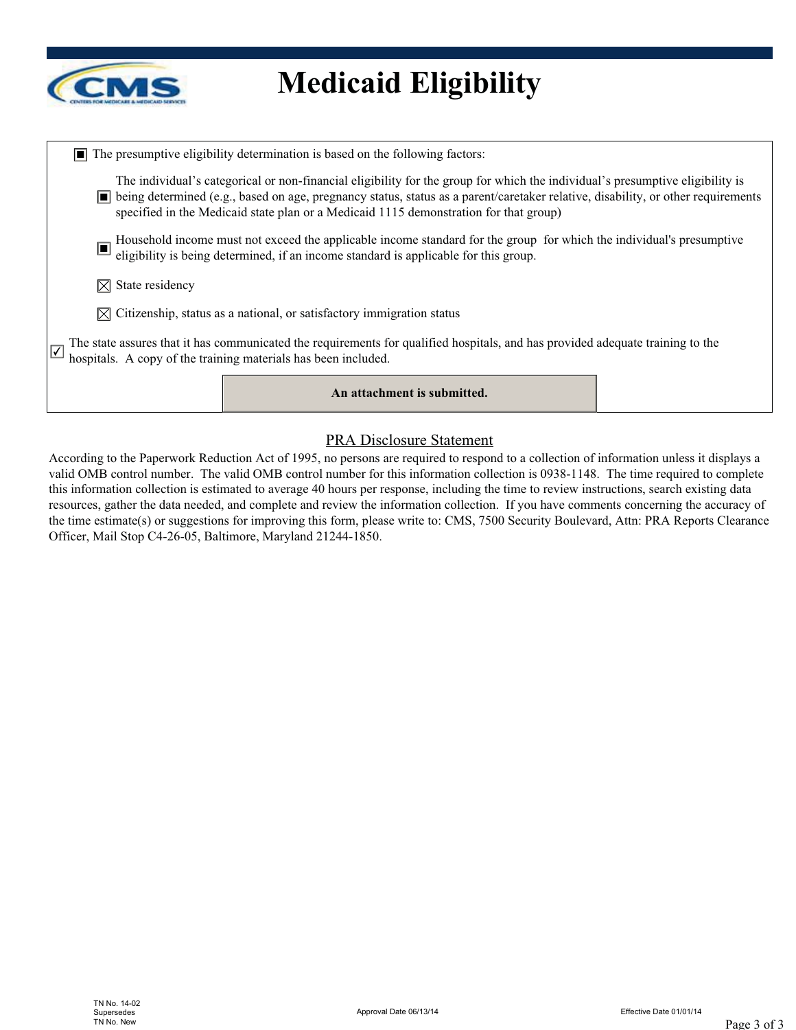# Medicaid Eligibility

- [x] The presumptive eligibility determination is based on the following factors:
  - [x] The individual's categorical or non-financial eligibility for the group for which the individual's presumptive eligibility is being determined (e.g., based on age, pregnancy status, status as a parent/caretaker relative, disability, or other requirements specified in the Medicaid state plan or a Medicaid 1115 demonstration for that group)
  - [x] Household income must not exceed the applicable income standard for the group for which the individual's presumptive eligibility is being determined, if an income standard is applicable for this group.
  - ☒ State residency
  - ☒ Citizenship, status as a national, or satisfactory immigration status

- [x] The state assures that it has communicated the requirements for qualified hospitals, and has provided adequate training to the hospitals. A copy of the training materials has been included.

**An attachment is submitted.**

## PRA Disclosure Statement

According to the Paperwork Reduction Act of 1995, no persons are required to respond to a collection of information unless it displays a valid OMB control number. The valid OMB control number for this information collection is 0938-1148. The time required to complete this information collection is estimated to average 40 hours per response, including the time to review instructions, search existing data resources, gather the data needed, and complete and review the information collection. If you have comments concerning the accuracy of the time estimate(s) or suggestions for improving this form, please write to: CMS, 7500 Security Boulevard, Attn: PRA Reports Clearance Officer, Mail Stop C4-26-05, Baltimore, Maryland 21244-1850.

TN No. 14-02
Supersedes
TN No. New

Approval Date 06/13/14

Effective Date 01/01/14